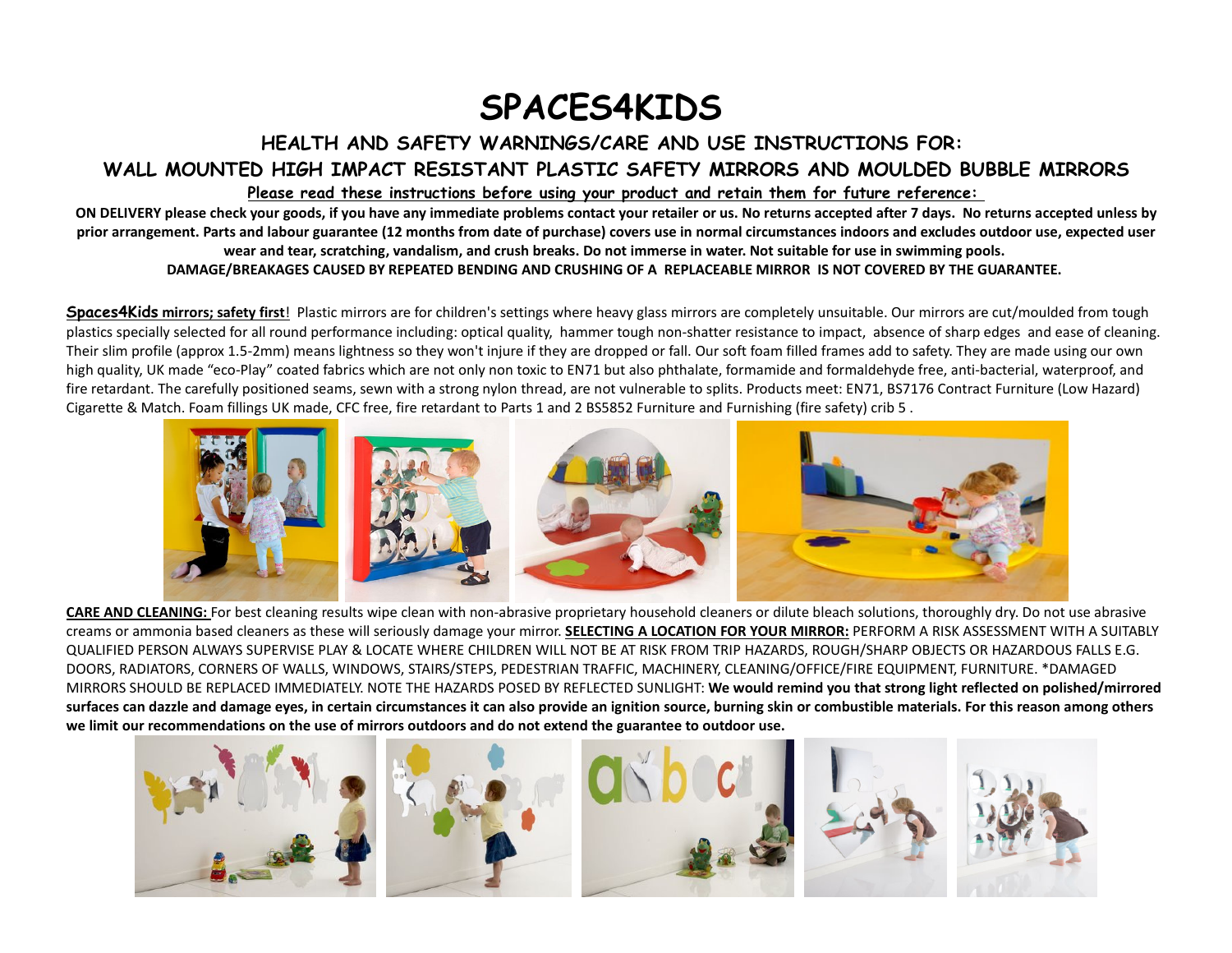# SPACES4KIDS

## HEALTH AND SAFETY WARNINGS/CARE AND USE INSTRUCTIONS FOR:

## WALL MOUNTED HIGH IMPACT RESISTANT PLASTIC SAFETY MIRRORS AND MOULDED BUBBLE MIRRORS

**Please read these instructions before using your product and retain them for future reference:**

**ON DELIVERY please check your goods, if you have any immediate problems contact your retailer or us. No returns accepted after 7 days. No returns accepted unless by prior arrangement. Parts and labour guarantee (12 months from date of purchase) covers use in normal circumstances indoors and excludes outdoor use, expected user wear and tear, scratching, vandalism, and crush breaks. Do not immerse in water. Not suitable for use in swimming pools.**
**DAMAGE/BREAKAGES CAUSED BY REPEATED BENDING AND CRUSHING OF A REPLACEABLE MIRROR IS NOT COVERED BY THE GUARANTEE.**

**Spaces4Kids mirrors; safety first**! Plastic mirrors are for children's settings where heavy glass mirrors are completely unsuitable. Our mirrors are cut/moulded from tough plastics specially selected for all round performance including: optical quality, hammer tough non-shatter resistance to impact, absence of sharp edges and ease of cleaning. Their slim profile (approx 1.5-2mm) means lightness so they won't injure if they are dropped or fall. Our soft foam filled frames add to safety. They are made using our own high quality, UK made "eco-Play" coated fabrics which are not only non toxic to EN71 but also phthalate, formamide and formaldehyde free, anti-bacterial, waterproof, and fire retardant. The carefully positioned seams, sewn with a strong nylon thread, are not vulnerable to splits. Products meet: EN71, BS7176 Contract Furniture (Low Hazard) Cigarette & Match. Foam fillings UK made, CFC free, fire retardant to Parts 1 and 2 BS5852 Furniture and Furnishing (fire safety) crib 5 .

**CARE AND CLEANING:** For best cleaning results wipe clean with non-abrasive proprietary household cleaners or dilute bleach solutions, thoroughly dry. Do not use abrasive creams or ammonia based cleaners as these will seriously damage your mirror. **SELECTING A LOCATION FOR YOUR MIRROR:** PERFORM A RISK ASSESSMENT WITH A SUITABLY QUALIFIED PERSON ALWAYS SUPERVISE PLAY & LOCATE WHERE CHILDREN WILL NOT BE AT RISK FROM TRIP HAZARDS, ROUGH/SHARP OBJECTS OR HAZARDOUS FALLS E.G. DOORS, RADIATORS, CORNERS OF WALLS, WINDOWS, STAIRS/STEPS, PEDESTRIAN TRAFFIC, MACHINERY, CLEANING/OFFICE/FIRE EQUIPMENT, FURNITURE. *DAMAGED MIRRORS SHOULD BE REPLACED IMMEDIATELY. NOTE THE HAZARDS POSED BY REFLECTED SUNLIGHT: **We would remind you that strong light reflected on polished/mirrored surfaces can dazzle and damage eyes, in certain circumstances it can also provide an ignition source, burning skin or combustible materials. For this reason among others we limit our recommendations on the use of mirrors outdoors and do not extend the guarantee to outdoor use.**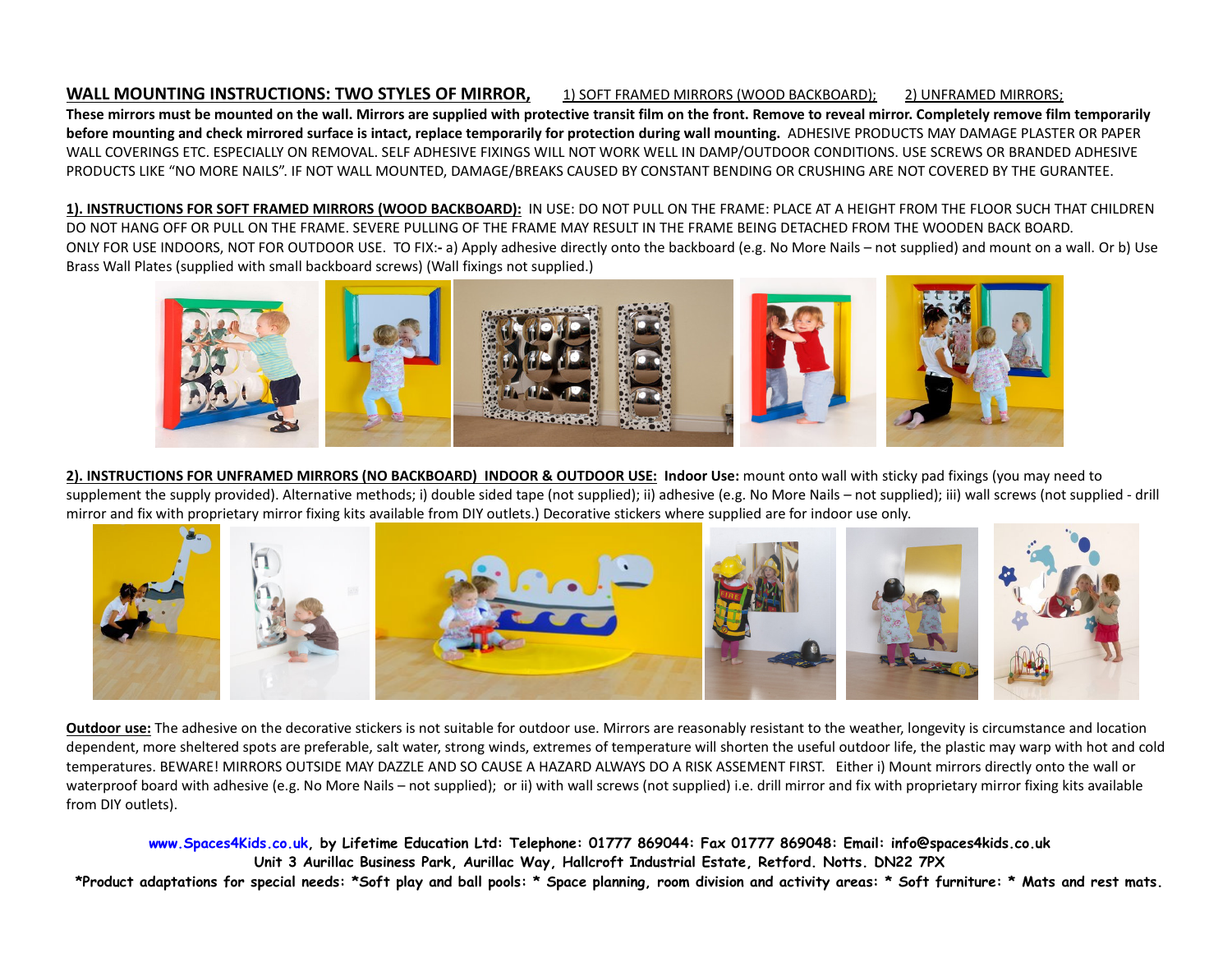## WALL MOUNTING INSTRUCTIONS: TWO STYLES OF MIRROR, 1) SOFT FRAMED MIRRORS (WOOD BACKBOARD); 2) UNFRAMED MIRRORS;

**These mirrors must be mounted on the wall. Mirrors are supplied with protective transit film on the front. Remove to reveal mirror. Completely remove film temporarily before mounting and check mirrored surface is intact, replace temporarily for protection during wall mounting.** ADHESIVE PRODUCTS MAY DAMAGE PLASTER OR PAPER WALL COVERINGS ETC. ESPECIALLY ON REMOVAL. SELF ADHESIVE FIXINGS WILL NOT WORK WELL IN DAMP/OUTDOOR CONDITIONS. USE SCREWS OR BRANDED ADHESIVE PRODUCTS LIKE "NO MORE NAILS". IF NOT WALL MOUNTED, DAMAGE/BREAKS CAUSED BY CONSTANT BENDING OR CRUSHING ARE NOT COVERED BY THE GURANTEE.

**1). INSTRUCTIONS FOR SOFT FRAMED MIRRORS (WOOD BACKBOARD):** IN USE: DO NOT PULL ON THE FRAME: PLACE AT A HEIGHT FROM THE FLOOR SUCH THAT CHILDREN DO NOT HANG OFF OR PULL ON THE FRAME. SEVERE PULLING OF THE FRAME MAY RESULT IN THE FRAME BEING DETACHED FROM THE WOODEN BACK BOARD. ONLY FOR USE INDOORS, NOT FOR OUTDOOR USE. TO FIX:**-** a) Apply adhesive directly onto the backboard (e.g. No More Nails – not supplied) and mount on a wall. Or b) Use Brass Wall Plates (supplied with small backboard screws) (Wall fixings not supplied.)

**2). INSTRUCTIONS FOR UNFRAMED MIRRORS (NO BACKBOARD) INDOOR & OUTDOOR USE:** **Indoor Use:** mount onto wall with sticky pad fixings (you may need to supplement the supply provided). Alternative methods; i) double sided tape (not supplied); ii) adhesive (e.g. No More Nails – not supplied); iii) wall screws (not supplied - drill mirror and fix with proprietary mirror fixing kits available from DIY outlets.) Decorative stickers where supplied are for indoor use only.

**Outdoor use:** The adhesive on the decorative stickers is not suitable for outdoor use. Mirrors are reasonably resistant to the weather, longevity is circumstance and location dependent, more sheltered spots are preferable, salt water, strong winds, extremes of temperature will shorten the useful outdoor life, the plastic may warp with hot and cold temperatures. BEWARE! MIRRORS OUTSIDE MAY DAZZLE AND SO CAUSE A HAZARD ALWAYS DO A RISK ASSEMENT FIRST. Either i) Mount mirrors directly onto the wall or waterproof board with adhesive (e.g. No More Nails – not supplied); or ii) with wall screws (not supplied) i.e. drill mirror and fix with proprietary mirror fixing kits available from DIY outlets).

**www.Spaces4Kids.co.uk, by Lifetime Education Ltd: Telephone: 01777 869044: Fax 01777 869048: Email: info@spaces4kids.co.uk**
**Unit 3 Aurillac Business Park, Aurillac Way, Hallcroft Industrial Estate, Retford. Notts. DN22 7PX**
**\*Product adaptations for special needs: \*Soft play and ball pools: \* Space planning, room division and activity areas: \* Soft furniture: \* Mats and rest mats.**